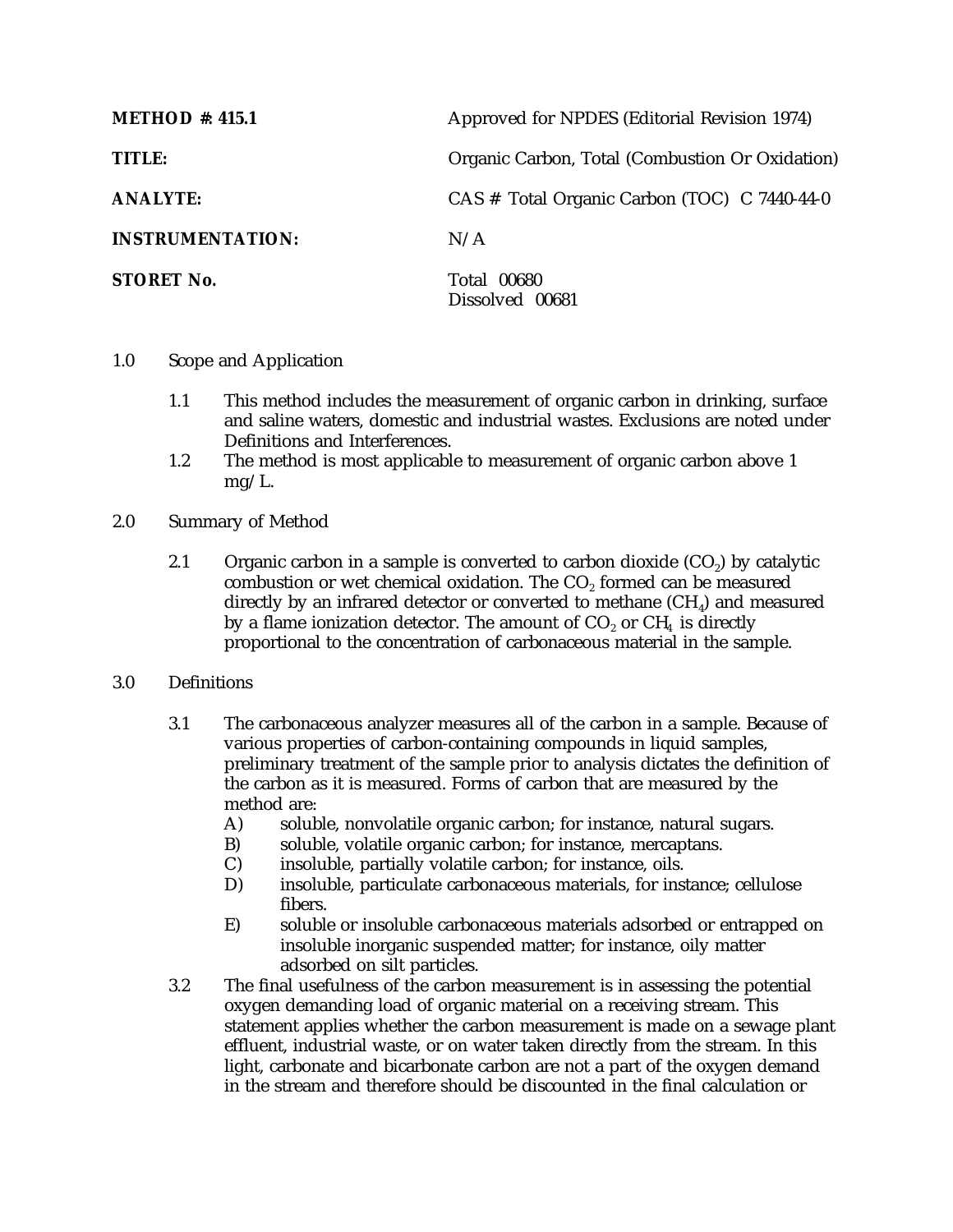**METHOD #: 415.1** Approved for NPDES (Editorial Revision 1974)

**TITLE:** Organic Carbon, Total (Combustion Or Oxidation)

**ANALYTE:** CAS # Total Organic Carbon (TOC) C 7440-44-0

**INSTRUMENTATION:** N/A

**STORET No.** Total 00680
Dissolved 00681

1.0 Scope and Application

1.1 This method includes the measurement of organic carbon in drinking, surface and saline waters, domestic and industrial wastes. Exclusions are noted under Definitions and Interferences.

1.2 The method is most applicable to measurement of organic carbon above 1 mg/L.

2.0 Summary of Method

2.1 Organic carbon in a sample is converted to carbon dioxide ($CO_2$) by catalytic combustion or wet chemical oxidation. The $CO_2$ formed can be measured directly by an infrared detector or converted to methane ($CH_4$) and measured by a flame ionization detector. The amount of $CO_2$ or $CH_4$ is directly proportional to the concentration of carbonaceous material in the sample.

3.0 Definitions

3.1 The carbonaceous analyzer measures all of the carbon in a sample. Because of various properties of carbon-containing compounds in liquid samples, preliminary treatment of the sample prior to analysis dictates the definition of the carbon as it is measured. Forms of carbon that are measured by the method are:

A) soluble, nonvolatile organic carbon; for instance, natural sugars.
B) soluble, volatile organic carbon; for instance, mercaptans.
C) insoluble, partially volatile carbon; for instance, oils.
D) insoluble, particulate carbonaceous materials, for instance; cellulose fibers.
E) soluble or insoluble carbonaceous materials adsorbed or entrapped on insoluble inorganic suspended matter; for instance, oily matter adsorbed on silt particles.

3.2 The final usefulness of the carbon measurement is in assessing the potential oxygen demanding load of organic material on a receiving stream. This statement applies whether the carbon measurement is made on a sewage plant effluent, industrial waste, or on water taken directly from the stream. In this light, carbonate and bicarbonate carbon are not a part of the oxygen demand in the stream and therefore should be discounted in the final calculation or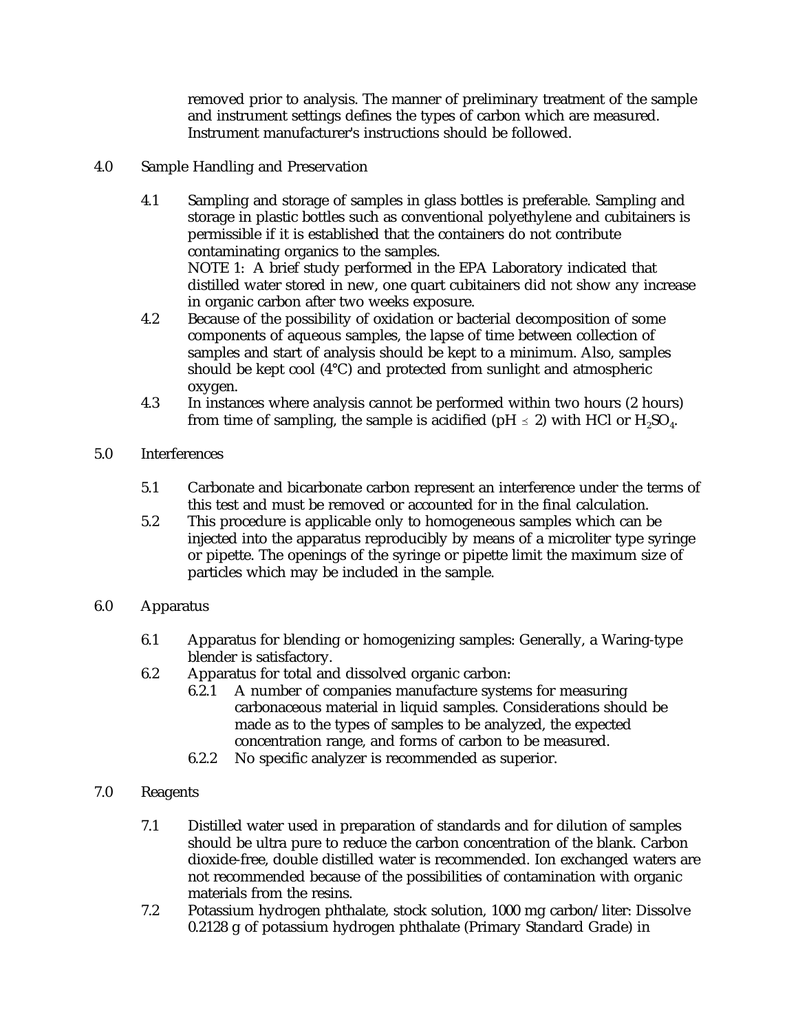removed prior to analysis. The manner of preliminary treatment of the sample and instrument settings defines the types of carbon which are measured. Instrument manufacturer's instructions should be followed.

## 4.0 Sample Handling and Preservation

4.1 Sampling and storage of samples in glass bottles is preferable. Sampling and storage in plastic bottles such as conventional polyethylene and cubitainers is permissible if it is established that the containers do not contribute contaminating organics to the samples.
NOTE 1: A brief study performed in the EPA Laboratory indicated that distilled water stored in new, one quart cubitainers did not show any increase in organic carbon after two weeks exposure.

4.2 Because of the possibility of oxidation or bacterial decomposition of some components of aqueous samples, the lapse of time between collection of samples and start of analysis should be kept to a minimum. Also, samples should be kept cool (4°C) and protected from sunlight and atmospheric oxygen.

4.3 In instances where analysis cannot be performed within two hours (2 hours) from time of sampling, the sample is acidified (pH $\leq$ 2) with HCl or $H_2SO_4$.

## 5.0 Interferences

5.1 Carbonate and bicarbonate carbon represent an interference under the terms of this test and must be removed or accounted for in the final calculation.

5.2 This procedure is applicable only to homogeneous samples which can be injected into the apparatus reproducibly by means of a microliter type syringe or pipette. The openings of the syringe or pipette limit the maximum size of particles which may be included in the sample.

## 6.0 Apparatus

6.1 Apparatus for blending or homogenizing samples: Generally, a Waring-type blender is satisfactory.

6.2 Apparatus for total and dissolved organic carbon:

6.2.1 A number of companies manufacture systems for measuring carbonaceous material in liquid samples. Considerations should be made as to the types of samples to be analyzed, the expected concentration range, and forms of carbon to be measured.

6.2.2 No specific analyzer is recommended as superior.

## 7.0 Reagents

7.1 Distilled water used in preparation of standards and for dilution of samples should be ultra pure to reduce the carbon concentration of the blank. Carbon dioxide-free, double distilled water is recommended. Ion exchanged waters are not recommended because of the possibilities of contamination with organic materials from the resins.

7.2 Potassium hydrogen phthalate, stock solution, 1000 mg carbon/liter: Dissolve 0.2128 g of potassium hydrogen phthalate (Primary Standard Grade) in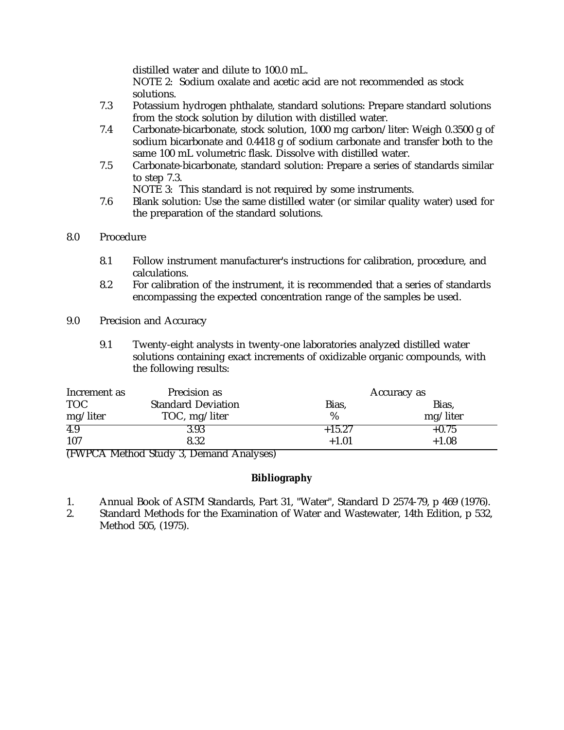distilled water and dilute to 100.0 mL.

NOTE 2: Sodium oxalate and acetic acid are not recommended as stock solutions.

7.3 Potassium hydrogen phthalate, standard solutions: Prepare standard solutions from the stock solution by dilution with distilled water.

7.4 Carbonate-bicarbonate, stock solution, 1000 mg carbon/liter: Weigh 0.3500 g of sodium bicarbonate and 0.4418 g of sodium carbonate and transfer both to the same 100 mL volumetric flask. Dissolve with distilled water.

7.5 Carbonate-bicarbonate, standard solution: Prepare a series of standards similar to step 7.3.

NOTE 3: This standard is not required by some instruments.

7.6 Blank solution: Use the same distilled water (or similar quality water) used for the preparation of the standard solutions.

## 8.0 Procedure

8.1 Follow instrument manufacturer's instructions for calibration, procedure, and calculations.

8.2 For calibration of the instrument, it is recommended that a series of standards encompassing the expected concentration range of the samples be used.

## 9.0 Precision and Accuracy

9.1 Twenty-eight analysts in twenty-one laboratories analyzed distilled water solutions containing exact increments of oxidizable organic compounds, with the following results:

| Increment as TOC mg/liter | Precision as Standard Deviation TOC, mg/liter | Accuracy as Bias, % | Bias, mg/liter |
|---|---|---|---|
| 4.9 | 3.93 | +15.27 | +0.75 |
| 107 | 8.32 | +1.01 | +1.08 |

(FWPCA Method Study 3, Demand Analyses)

### Bibliography

1. Annual Book of ASTM Standards, Part 31, "Water", Standard D 2574-79, p 469 (1976).
2. Standard Methods for the Examination of Water and Wastewater, 14th Edition, p 532, Method 505, (1975).